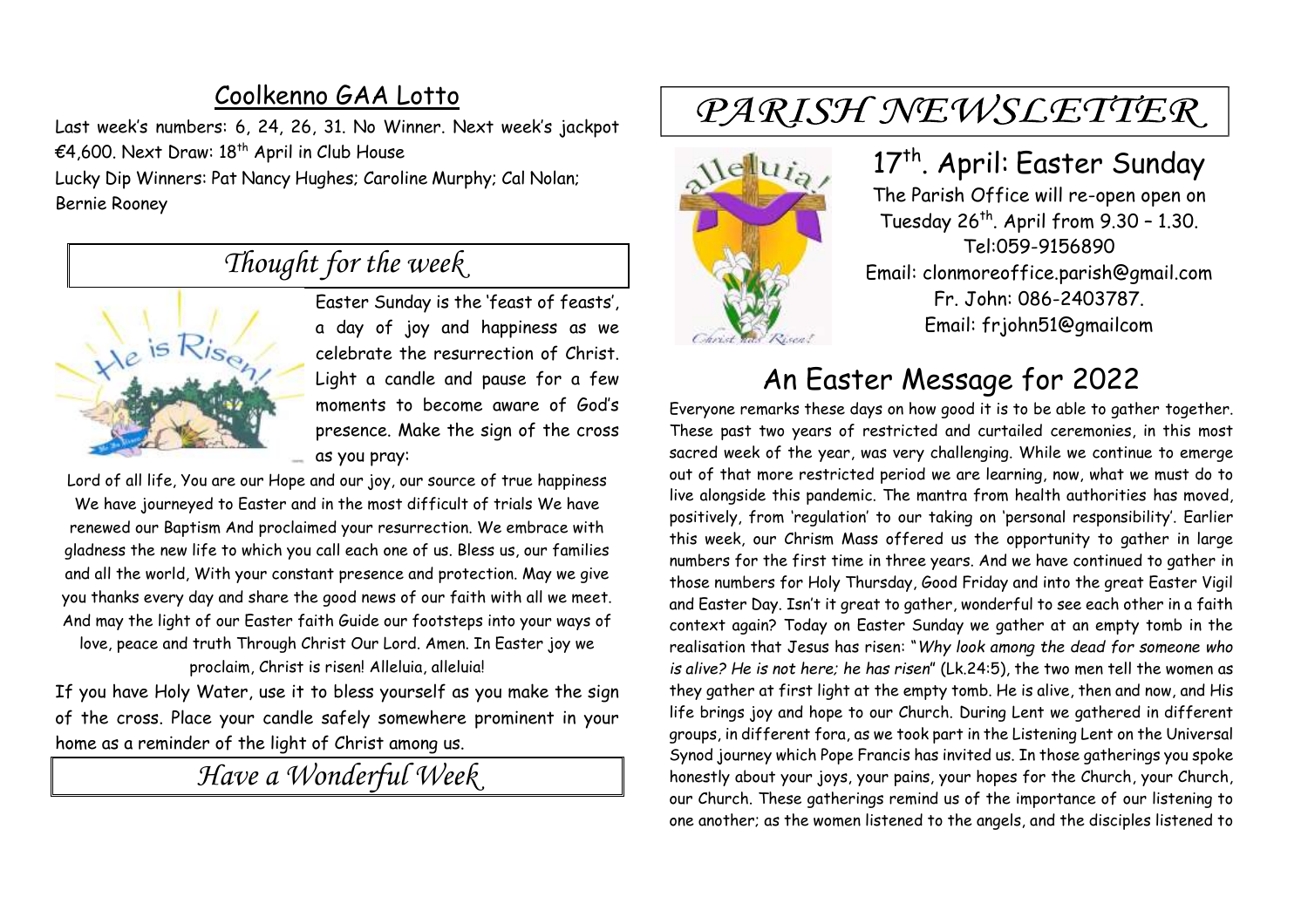## Coolkenno GAA Lotto

Last week's numbers: 6, 24, 26, 31. No Winner. Next week's jackpot €4,600. Next Draw: 18th April in Club House

Lucky Dip Winners: Pat Nancy Hughes; Caroline Murphy; Cal Nolan; Bernie Rooney

## *Thought for the week*

Easter Sunday is the 'feast of feasts', a day of joy and happiness as we celebrate the resurrection of Christ. Light a candle and pause for a few moments to become aware of God's presence. Make the sign of the cross as you pray:

Lord of all life, You are our Hope and our joy, our source of true happiness We have journeyed to Easter and in the most difficult of trials We have renewed our Baptism And proclaimed your resurrection. We embrace with gladness the new life to which you call each one of us. Bless us, our families and all the world, With your constant presence and protection. May we give you thanks every day and share the good news of our faith with all we meet. And may the light of our Easter faith Guide our footsteps into your ways of love, peace and truth Through Christ Our Lord. Amen. In Easter joy we proclaim, Christ is risen! Alleluia, alleluia!

If you have Holy Water, use it to bless yourself as you make the sign of the cross. Place your candle safely somewhere prominent in your home as a reminder of the light of Christ among us.

## *Have a Wonderful Week*

# *PARISH NEWSLETTER*

## 17th. April: Easter Sunday

The Parish Office will re-open open on Tuesday 26th. April from 9.30 – 1.30.
Tel:059-9156890
Email: clonmoreoffice.parish@gmail.com
Fr. John: 086-2403787.
Email: frjohn51@gmailcom

## An Easter Message for 2022

Everyone remarks these days on how good it is to be able to gather together. These past two years of restricted and curtailed ceremonies, in this most sacred week of the year, was very challenging. While we continue to emerge out of that more restricted period we are learning, now, what we must do to live alongside this pandemic. The mantra from health authorities has moved, positively, from 'regulation' to our taking on 'personal responsibility'. Earlier this week, our Chrism Mass offered us the opportunity to gather in large numbers for the first time in three years. And we have continued to gather in those numbers for Holy Thursday, Good Friday and into the great Easter Vigil and Easter Day. Isn't it great to gather, wonderful to see each other in a faith context again? Today on Easter Sunday we gather at an empty tomb in the realisation that Jesus has risen: "*Why look among the dead for someone who is alive? He is not here; he has risen*" (Lk.24:5), the two men tell the women as they gather at first light at the empty tomb. He is alive, then and now, and His life brings joy and hope to our Church. During Lent we gathered in different groups, in different fora, as we took part in the Listening Lent on the Universal Synod journey which Pope Francis has invited us. In those gatherings you spoke honestly about your joys, your pains, your hopes for the Church, your Church, our Church. These gatherings remind us of the importance of our listening to one another; as the women listened to the angels, and the disciples listened to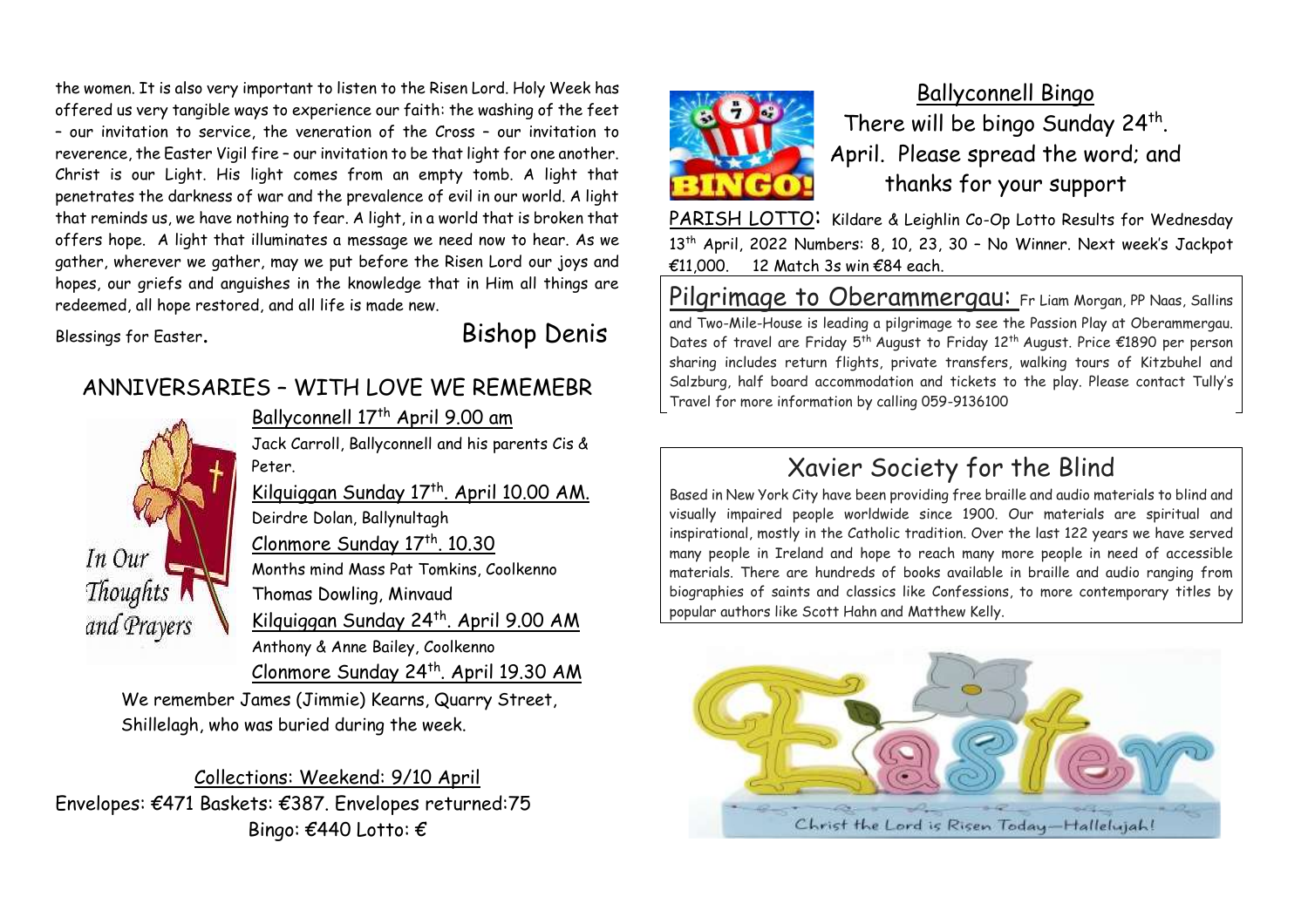the women. It is also very important to listen to the Risen Lord. Holy Week has offered us very tangible ways to experience our faith: the washing of the feet – our invitation to service, the veneration of the Cross – our invitation to reverence, the Easter Vigil fire – our invitation to be that light for one another. Christ is our Light. His light comes from an empty tomb. A light that penetrates the darkness of war and the prevalence of evil in our world. A light that reminds us, we have nothing to fear. A light, in a world that is broken that offers hope. A light that illuminates a message we need now to hear. As we gather, wherever we gather, may we put before the Risen Lord our joys and hopes, our griefs and anguishes in the knowledge that in Him all things are redeemed, all hope restored, and all life is made new.

Blessings for Easter.

Bishop Denis

## ANNIVERSARIES – WITH LOVE WE REMEMEBR

*In Our Thoughts and Prayers*

Ballyconnell 17th April 9.00 am

Jack Carroll, Ballyconnell and his parents Cis & Peter.

Kilquiggan Sunday 17th. April 10.00 AM.

Deirdre Dolan, Ballynultagh

Clonmore Sunday 17th. 10.30

Months mind Mass Pat Tomkins, Coolkenno

Thomas Dowling, Minvaud

Kilquiggan Sunday 24th. April 9.00 AM

Anthony & Anne Bailey, Coolkenno

Clonmore Sunday 24th. April 19.30 AM

We remember James (Jimmie) Kearns, Quarry Street, Shillelagh, who was buried during the week.

Collections: Weekend: 9/10 April

Envelopes: €471 Baskets: €387. Envelopes returned:75

Bingo: €440 Lotto: €

## Ballyconnell Bingo

There will be bingo Sunday 24th. April. Please spread the word; and thanks for your support

PARISH LOTTO: Kildare & Leighlin Co-Op Lotto Results for Wednesday 13th April, 2022 Numbers: 8, 10, 23, 30 – No Winner. Next week's Jackpot €11,000. 12 Match 3s win €84 each.

## Pilgrimage to Oberammergau:

Fr Liam Morgan, PP Naas, Sallins and Two-Mile-House is leading a pilgrimage to see the Passion Play at Oberammergau. Dates of travel are Friday 5th August to Friday 12th August. Price €1890 per person sharing includes return flights, private transfers, walking tours of Kitzbuhel and Salzburg, half board accommodation and tickets to the play. Please contact Tully's Travel for more information by calling 059-9136100

## Xavier Society for the Blind

Based in New York City have been providing free braille and audio materials to blind and visually impaired people worldwide since 1900. Our materials are spiritual and inspirational, mostly in the Catholic tradition. Over the last 122 years we have served many people in Ireland and hope to reach many more people in need of accessible materials. There are hundreds of books available in braille and audio ranging from biographies of saints and classics like Confessions, to more contemporary titles by popular authors like Scott Hahn and Matthew Kelly.

Easter

Christ the Lord is Risen Today—Hallelujah!